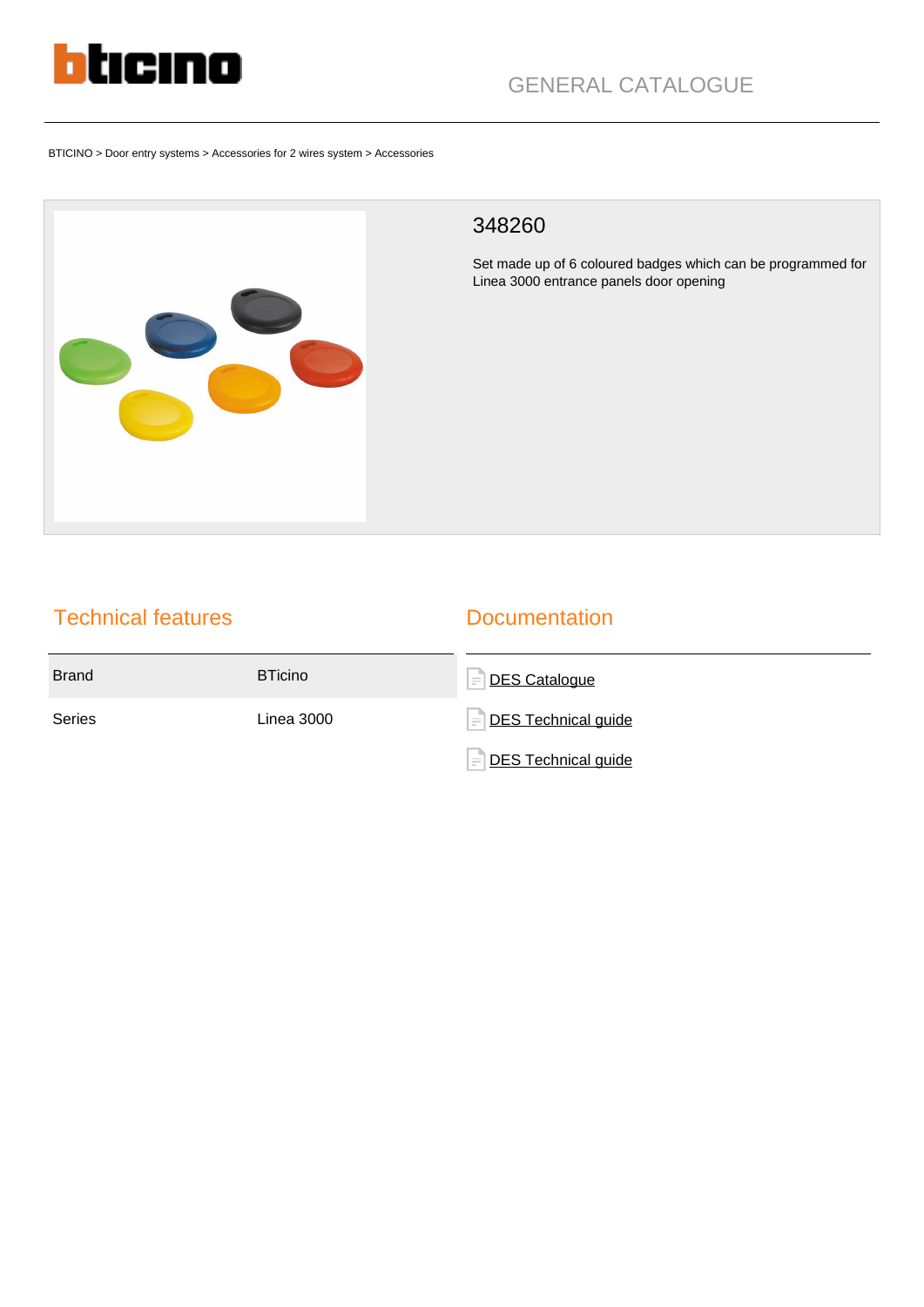bticino

GENERAL CATALOGUE

BTICINO > Door entry systems > Accessories for 2 wires system > Accessories

# 348260

Set made up of 6 coloured badges which can be programmed for Linea 3000 entrance panels door opening

## Technical features

| | |
|---|---|
| Brand | BTicino |
| Series | Linea 3000 |

## Documentation

- DES Catalogue
- DES Technical guide
- DES Technical guide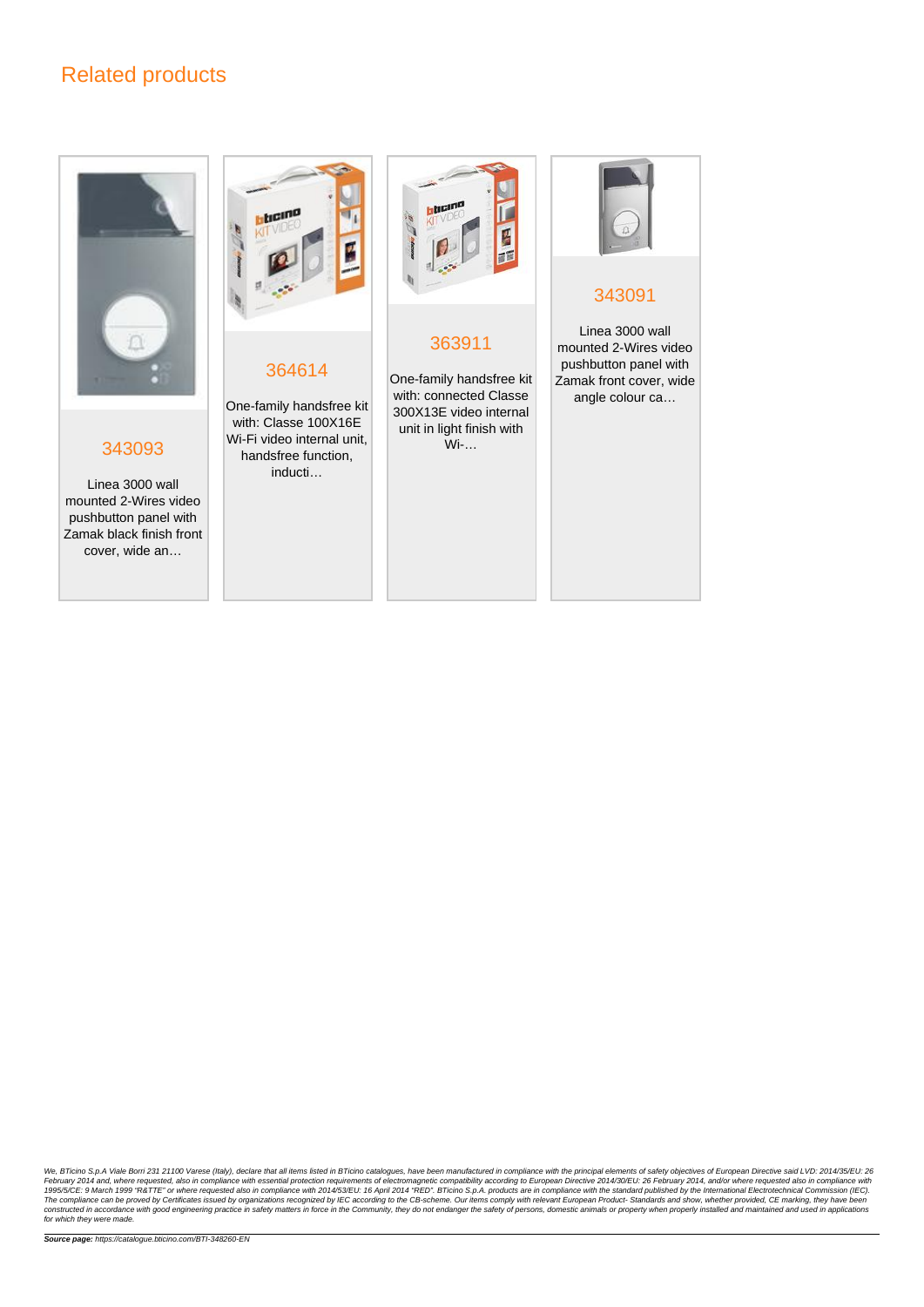## Related products

**343093**

Linea 3000 wall mounted 2-Wires video pushbutton panel with Zamak black finish front cover, wide an…

**364614**

One-family handsfree kit with: Classe 100X16E Wi-Fi video internal unit, handsfree function, inducti…

**363911**

One-family handsfree kit with: connected Classe 300X13E video internal unit in light finish with Wi-…

**343091**

Linea 3000 wall mounted 2-Wires video pushbutton panel with Zamak front cover, wide angle colour ca…

*We, BTicino S.p.A Viale Borri 231 21100 Varese (Italy), declare that all items listed in BTicino catalogues, have been manufactured in compliance with the principal elements of safety objectives of European Directive said LVD: 2014/35/EU: 26 February 2014 and, where requested, also in compliance with essential protection requirements of electromagnetic compatibility according to European Directive 2014/30/EU: 26 February 2014, and/or where requested also in compliance with 1995/5/CE: 9 March 1999 "R&TTE" or where requested also in compliance with 2014/53/EU: 16 April 2014 "RED". BTicino S.p.A. products are in compliance with the standard published by the International Electrotechnical Commission (IEC). The compliance can be proved by Certificates issued by organizations recognized by IEC according to the CB-scheme. Our items comply with relevant European Product- Standards and show, whether provided, CE marking, they have been constructed in accordance with good engineering practice in safety matters in force in the Community, they do not endanger the safety of persons, domestic animals or property when properly installed and maintained and used in applications for which they were made.*

***Source page:** https://catalogue.bticino.com/BTI-348260-EN*